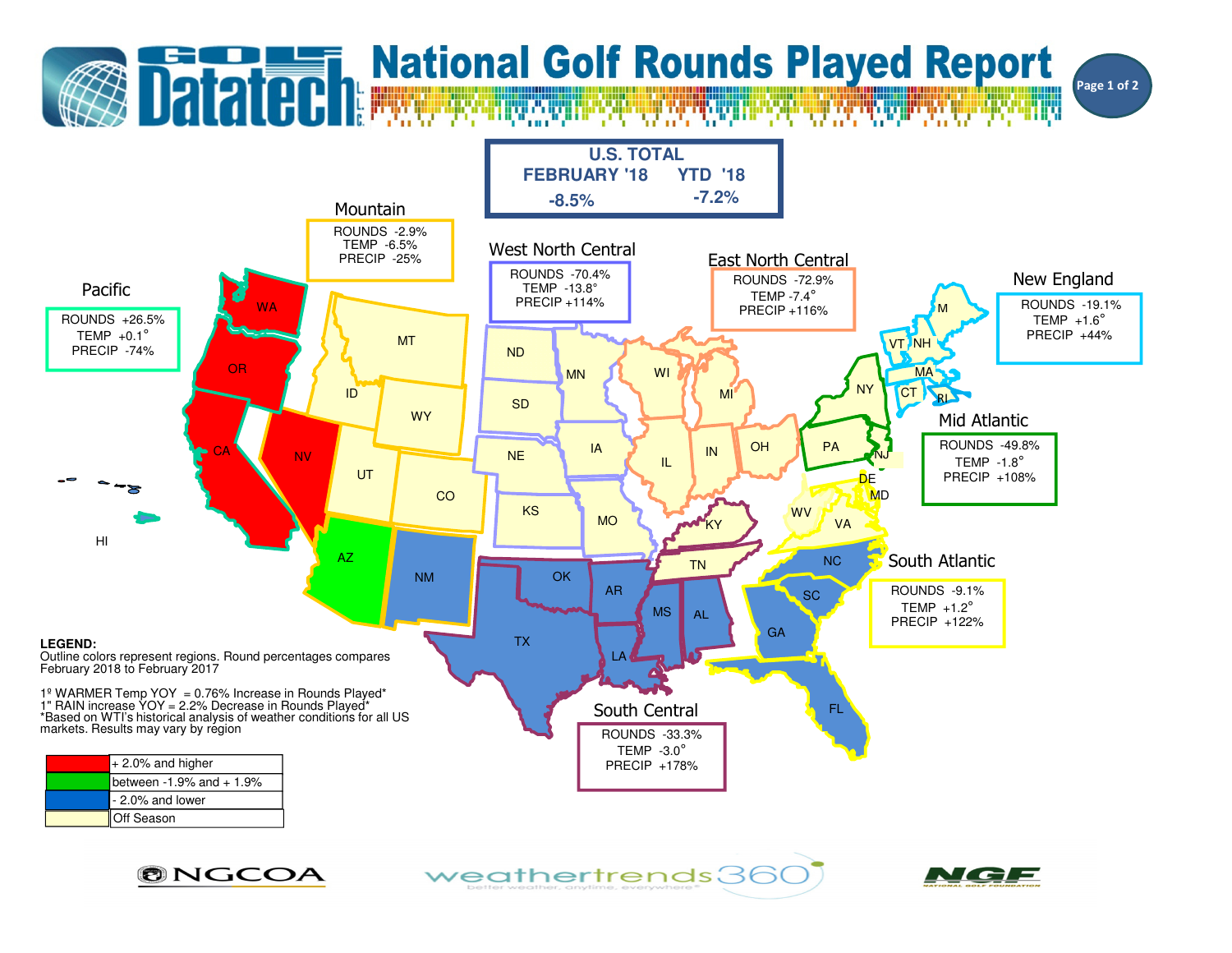# National Golf Rounds Played Report

Golf Datatech L.L.C.

## U.S. TOTAL

| FEBRUARY '18 | YTD '18 |
| --- | --- |
| -8.5% | -7.2% |

## Mountain

ROUNDS -2.9%
TEMP -6.5%
PRECIP -25%

## West North Central

ROUNDS -70.4%
TEMP -13.8°
PRECIP +114%

## East North Central

ROUNDS -72.9%
TEMP -7.4°
PRECIP +116%

## New England

ROUNDS -19.1%
TEMP +1.6°
PRECIP +44%

## Pacific

ROUNDS +26.5%
TEMP +0.1°
PRECIP -74%

## Mid Atlantic

ROUNDS -49.8%
TEMP -1.8°
PRECIP +108%

## South Atlantic

ROUNDS -9.1%
TEMP +1.2°
PRECIP +122%

## South Central

ROUNDS -33.3%
TEMP -3.0°
PRECIP +178%

WA, OR, CA, NV, HI, MT, ID, WY, UT, CO, AZ, NM, ND, SD, NE, KS, MN, IA, MO, WI, MI, IL, IN, OH, M, VT, NH, MA, CT, RI, NY, PA, NJ, DE, MD, WV, VA, KY, TN, NC, SC, GA, FL, OK, AR, TX, LA, MS, AL

**LEGEND:**
Outline colors represent regions. Round percentages compares February 2018 to February 2017

1º WARMER Temp YOY = 0.76% Increase in Rounds Played*
1" RAIN increase YOY = 2.2% Decrease in Rounds Played*
*Based on WTI's historical analysis of weather conditions for all US markets. Results may vary by region

| Color | Meaning |
| --- | --- |
| Red | + 2.0% and higher |
| Green | between -1.9% and + 1.9% |
| Blue | - 2.0% and lower |
| Pale yellow | Off Season |

NGCOA    weathertrends360 — better weather, anytime, everywhere    NGF — National Golf Foundation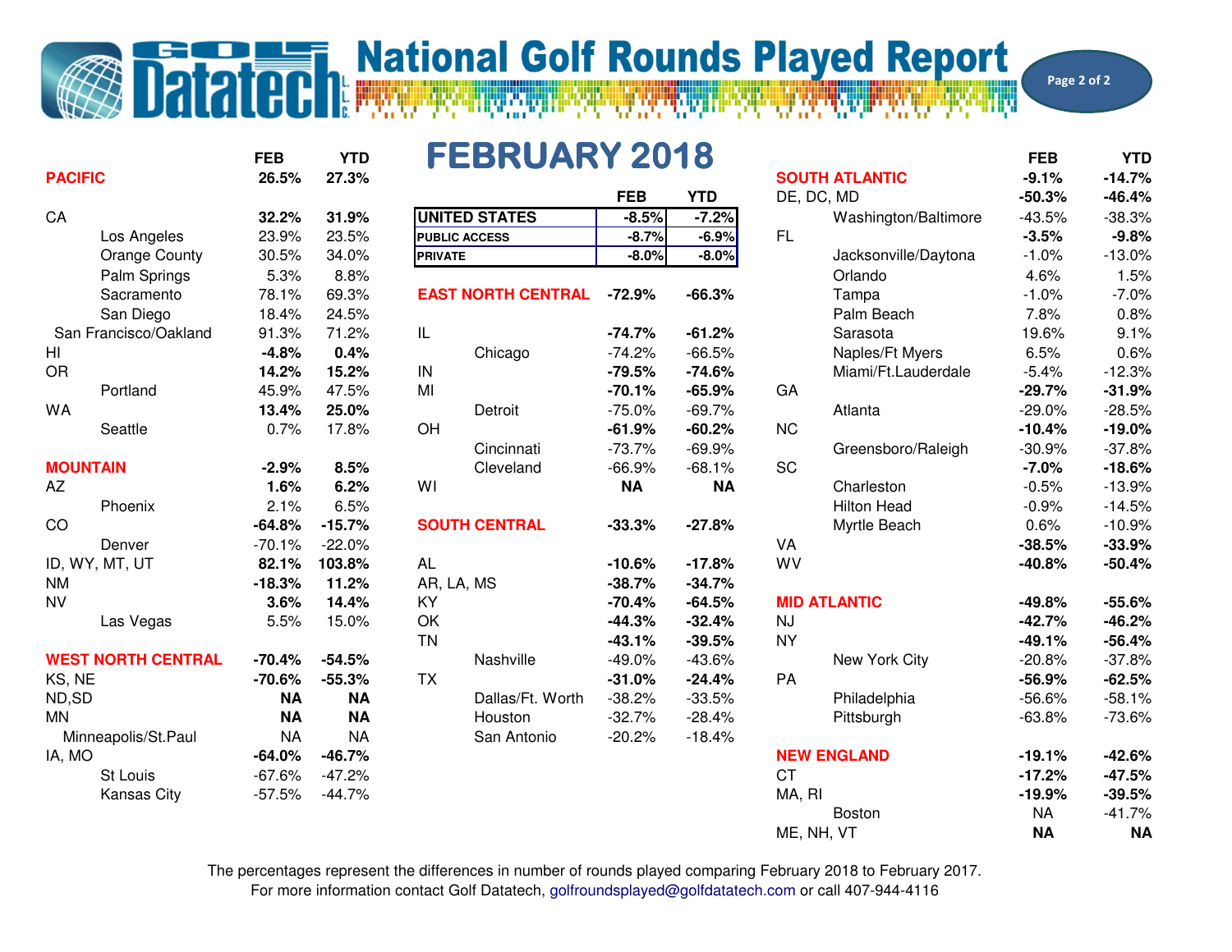# National Golf Rounds Played Report

## FEBRUARY 2018

| | FEB | YTD |
|---|---|---|
| **UNITED STATES** | **-8.5%** | **-7.2%** |
| **PUBLIC ACCESS** | **-8.7%** | **-6.9%** |
| **PRIVATE** | **-8.0%** | **-8.0%** |

| | FEB | YTD |
|---|---|---|
| **PACIFIC** | **26.5%** | **27.3%** |
| CA | **32.2%** | **31.9%** |
| Los Angeles | 23.9% | 23.5% |
| Orange County | 30.5% | 34.0% |
| Palm Springs | 5.3% | 8.8% |
| Sacramento | 78.1% | 69.3% |
| San Diego | 18.4% | 24.5% |
| San Francisco/Oakland | 91.3% | 71.2% |
| HI | **-4.8%** | **0.4%** |
| OR | **14.2%** | **15.2%** |
| Portland | 45.9% | 47.5% |
| WA | **13.4%** | **25.0%** |
| Seattle | 0.7% | 17.8% |
| **MOUNTAIN** | **-2.9%** | **8.5%** |
| AZ | **1.6%** | **6.2%** |
| Phoenix | 2.1% | 6.5% |
| CO | **-64.8%** | **-15.7%** |
| Denver | -70.1% | -22.0% |
| ID, WY, MT, UT | **82.1%** | **103.8%** |
| NM | **-18.3%** | **11.2%** |
| NV | **3.6%** | **14.4%** |
| Las Vegas | 5.5% | 15.0% |
| **WEST NORTH CENTRAL** | **-70.4%** | **-54.5%** |
| KS, NE | **-70.6%** | **-55.3%** |
| ND,SD | **NA** | **NA** |
| MN | **NA** | **NA** |
| Minneapolis/St.Paul | NA | NA |
| IA, MO | **-64.0%** | **-46.7%** |
| St Louis | -67.6% | -47.2% |
| Kansas City | -57.5% | -44.7% |
| **EAST NORTH CENTRAL** | **-72.9%** | **-66.3%** |
| IL | **-74.7%** | **-61.2%** |
| Chicago | -74.2% | -66.5% |
| IN | **-79.5%** | **-74.6%** |
| MI | **-70.1%** | **-65.9%** |
| Detroit | -75.0% | -69.7% |
| OH | **-61.9%** | **-60.2%** |
| Cincinnati | -73.7% | -69.9% |
| Cleveland | -66.9% | -68.1% |
| WI | **NA** | **NA** |
| **SOUTH CENTRAL** | **-33.3%** | **-27.8%** |
| AL | **-10.6%** | **-17.8%** |
| AR, LA, MS | **-38.7%** | **-34.7%** |
| KY | **-70.4%** | **-64.5%** |
| OK | **-44.3%** | **-32.4%** |
| TN | **-43.1%** | **-39.5%** |
| Nashville | -49.0% | -43.6% |
| TX | **-31.0%** | **-24.4%** |
| Dallas/Ft. Worth | -38.2% | -33.5% |
| Houston | -32.7% | -28.4% |
| San Antonio | -20.2% | -18.4% |
| **SOUTH ATLANTIC** | **-9.1%** | **-14.7%** |
| DE, DC, MD | **-50.3%** | **-46.4%** |
| Washington/Baltimore | -43.5% | -38.3% |
| FL | **-3.5%** | **-9.8%** |
| Jacksonville/Daytona | -1.0% | -13.0% |
| Orlando | 4.6% | 1.5% |
| Tampa | -1.0% | -7.0% |
| Palm Beach | 7.8% | 0.8% |
| Sarasota | 19.6% | 9.1% |
| Naples/Ft Myers | 6.5% | 0.6% |
| Miami/Ft.Lauderdale | -5.4% | -12.3% |
| GA | **-29.7%** | **-31.9%** |
| Atlanta | -29.0% | -28.5% |
| NC | **-10.4%** | **-19.0%** |
| Greensboro/Raleigh | -30.9% | -37.8% |
| SC | **-7.0%** | **-18.6%** |
| Charleston | -0.5% | -13.9% |
| Hilton Head | -0.9% | -14.5% |
| Myrtle Beach | 0.6% | -10.9% |
| VA | **-38.5%** | **-33.9%** |
| WV | **-40.8%** | **-50.4%** |
| **MID ATLANTIC** | **-49.8%** | **-55.6%** |
| NJ | **-42.7%** | **-46.2%** |
| NY | **-49.1%** | **-56.4%** |
| New York City | -20.8% | -37.8% |
| PA | **-56.9%** | **-62.5%** |
| Philadelphia | -56.6% | -58.1% |
| Pittsburgh | -63.8% | -73.6% |
| **NEW ENGLAND** | **-19.1%** | **-42.6%** |
| CT | **-17.2%** | **-47.5%** |
| MA, RI | **-19.9%** | **-39.5%** |
| Boston | NA | -41.7% |
| ME, NH, VT | **NA** | **NA** |

The percentages represent the differences in number of rounds played comparing February 2018 to February 2017.
For more information contact Golf Datatech, golfroundsplayed@golfdatatech.com or call 407-944-4116